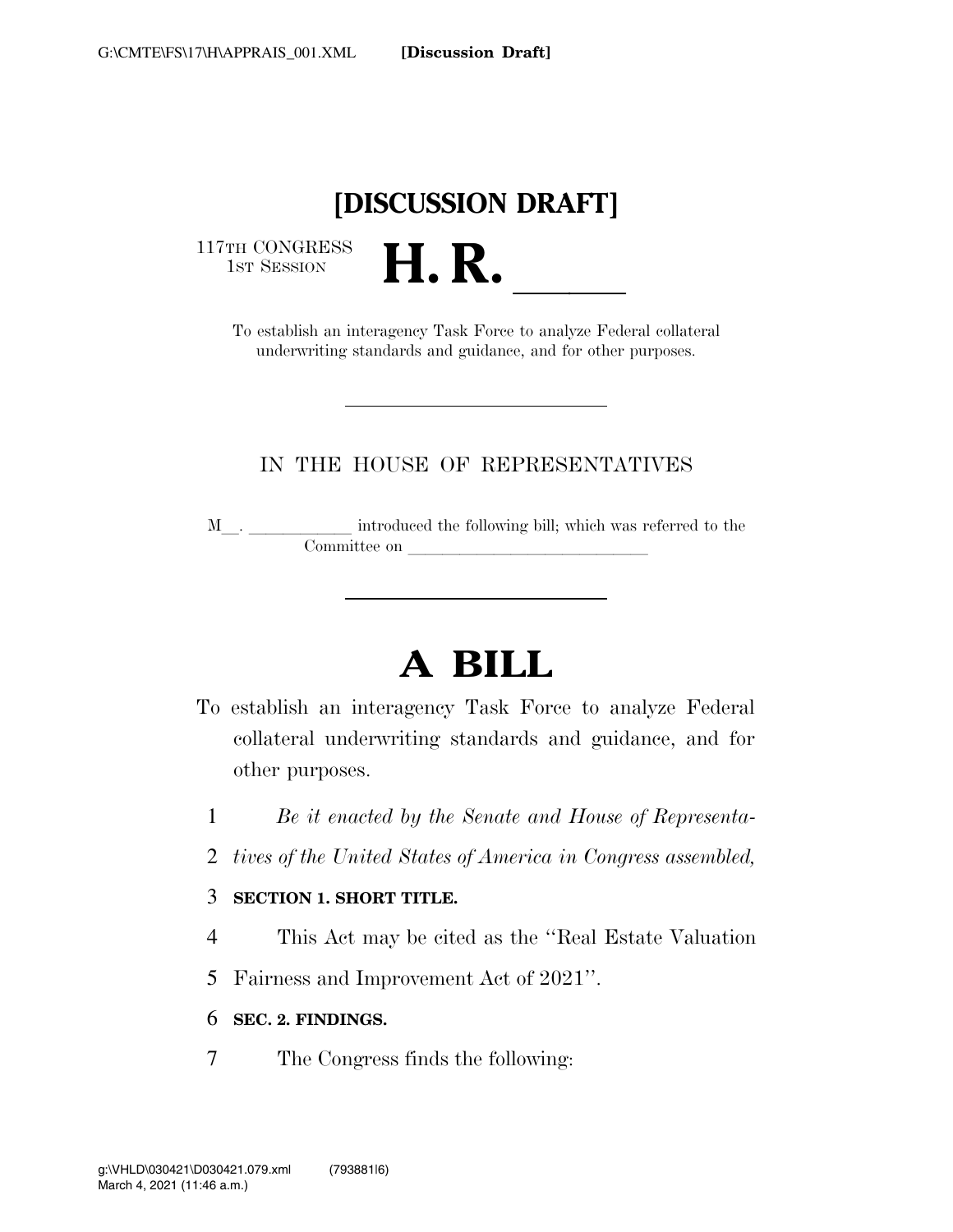[DISCUSSION DRAFT]

117TH CONGRESS
1ST SESSION

# H. R. ____

To establish an interagency Task Force to analyze Federal collateral underwriting standards and guidance, and for other purposes.

---

IN THE HOUSE OF REPRESENTATIVES

M__. ____________ introduced the following bill; which was referred to the Committee on ____________________________

---

# A BILL

To establish an interagency Task Force to analyze Federal collateral underwriting standards and guidance, and for other purposes.

1 *Be it enacted by the Senate and House of Representa-*
2 *tives of the United States of America in Congress assembled,*

3 **SECTION 1. SHORT TITLE.**

4 This Act may be cited as the "Real Estate Valuation
5 Fairness and Improvement Act of 2021".

6 **SEC. 2. FINDINGS.**

7 The Congress finds the following: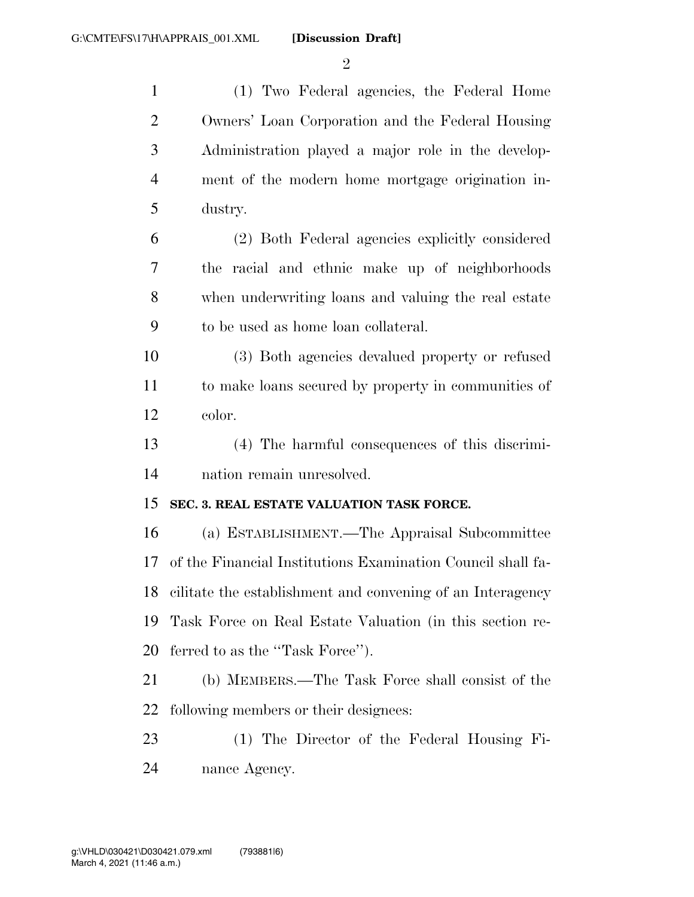(1) Two Federal agencies, the Federal Home Owners' Loan Corporation and the Federal Housing Administration played a major role in the development of the modern home mortgage origination industry.

(2) Both Federal agencies explicitly considered the racial and ethnic make up of neighborhoods when underwriting loans and valuing the real estate to be used as home loan collateral.

(3) Both agencies devalued property or refused to make loans secured by property in communities of color.

(4) The harmful consequences of this discrimination remain unresolved.

**SEC. 3. REAL ESTATE VALUATION TASK FORCE.**

(a) ESTABLISHMENT.—The Appraisal Subcommittee of the Financial Institutions Examination Council shall facilitate the establishment and convening of an Interagency Task Force on Real Estate Valuation (in this section referred to as the "Task Force").

(b) MEMBERS.—The Task Force shall consist of the following members or their designees:

(1) The Director of the Federal Housing Finance Agency.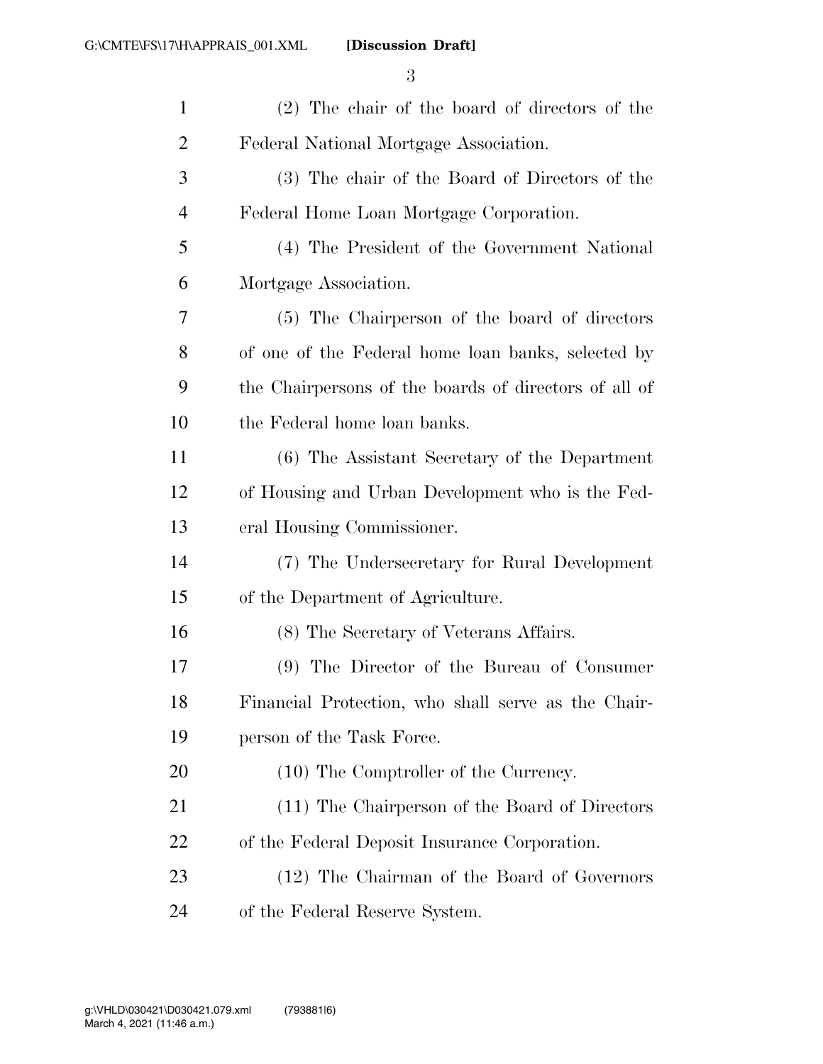(2) The chair of the board of directors of the Federal National Mortgage Association.

(3) The chair of the Board of Directors of the Federal Home Loan Mortgage Corporation.

(4) The President of the Government National Mortgage Association.

(5) The Chairperson of the board of directors of one of the Federal home loan banks, selected by the Chairpersons of the boards of directors of all of the Federal home loan banks.

(6) The Assistant Secretary of the Department of Housing and Urban Development who is the Federal Housing Commissioner.

(7) The Undersecretary for Rural Development of the Department of Agriculture.

(8) The Secretary of Veterans Affairs.

(9) The Director of the Bureau of Consumer Financial Protection, who shall serve as the Chairperson of the Task Force.

(10) The Comptroller of the Currency.

(11) The Chairperson of the Board of Directors of the Federal Deposit Insurance Corporation.

(12) The Chairman of the Board of Governors of the Federal Reserve System.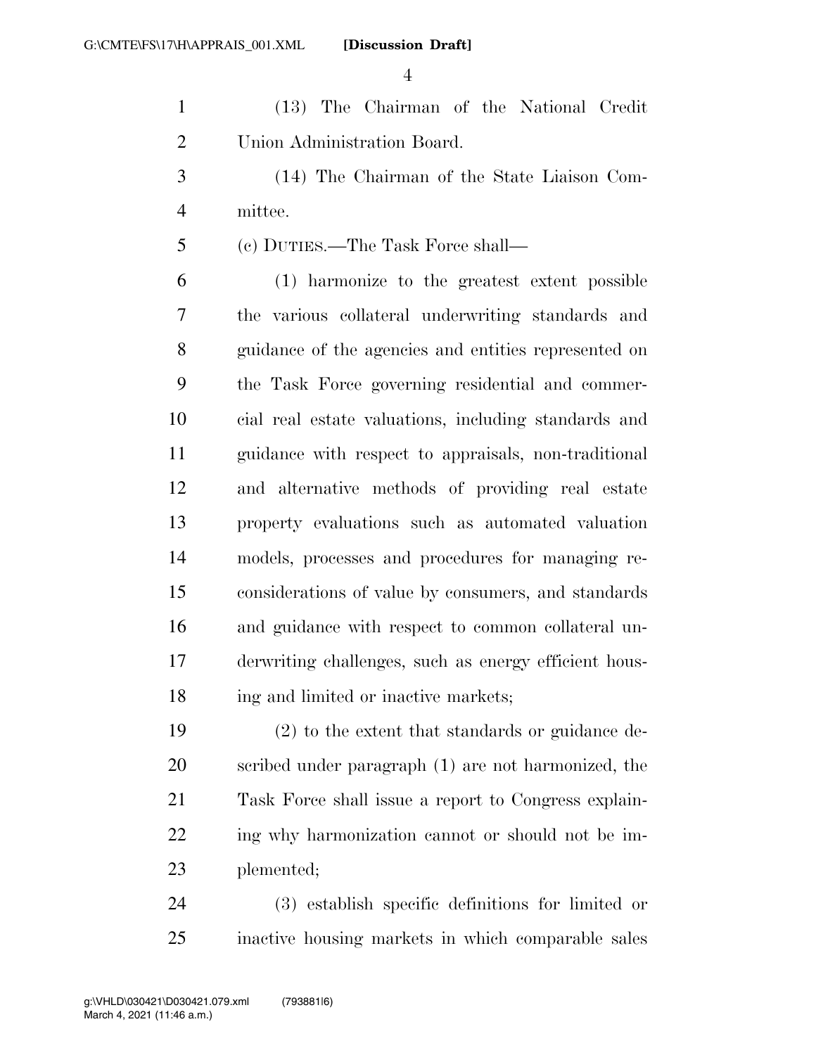(13) The Chairman of the National Credit Union Administration Board.

(14) The Chairman of the State Liaison Committee.

(c) DUTIES.—The Task Force shall—

(1) harmonize to the greatest extent possible the various collateral underwriting standards and guidance of the agencies and entities represented on the Task Force governing residential and commercial real estate valuations, including standards and guidance with respect to appraisals, non-traditional and alternative methods of providing real estate property evaluations such as automated valuation models, processes and procedures for managing reconsiderations of value by consumers, and standards and guidance with respect to common collateral underwriting challenges, such as energy efficient housing and limited or inactive markets;

(2) to the extent that standards or guidance described under paragraph (1) are not harmonized, the Task Force shall issue a report to Congress explaining why harmonization cannot or should not be implemented;

(3) establish specific definitions for limited or inactive housing markets in which comparable sales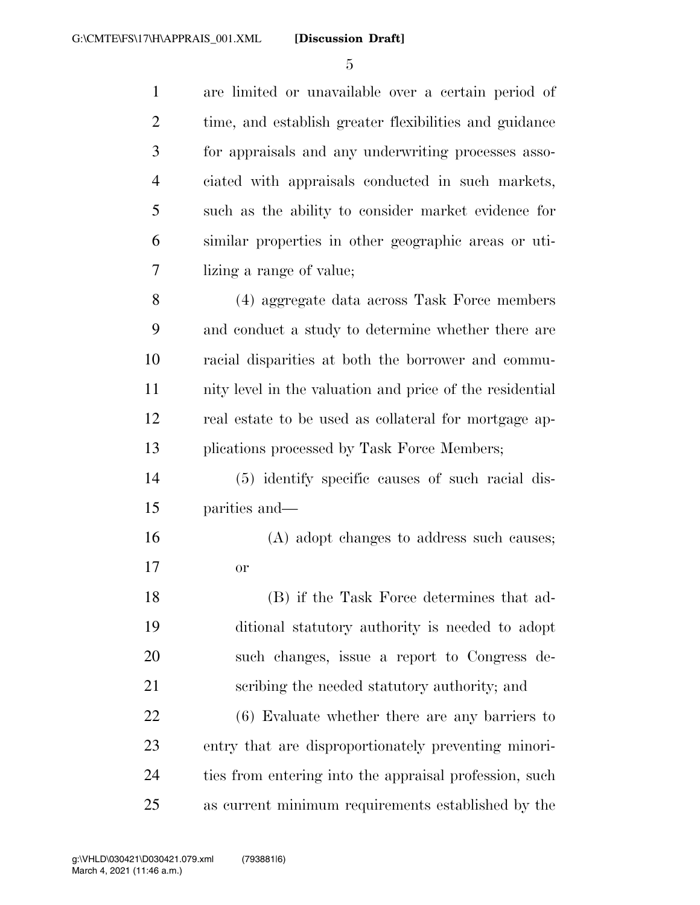are limited or unavailable over a certain period of time, and establish greater flexibilities and guidance for appraisals and any underwriting processes associated with appraisals conducted in such markets, such as the ability to consider market evidence for similar properties in other geographic areas or utilizing a range of value;

(4) aggregate data across Task Force members and conduct a study to determine whether there are racial disparities at both the borrower and community level in the valuation and price of the residential real estate to be used as collateral for mortgage applications processed by Task Force Members;

(5) identify specific causes of such racial disparities and—

(A) adopt changes to address such causes; or

(B) if the Task Force determines that additional statutory authority is needed to adopt such changes, issue a report to Congress describing the needed statutory authority; and

(6) Evaluate whether there are any barriers to entry that are disproportionately preventing minorities from entering into the appraisal profession, such as current minimum requirements established by the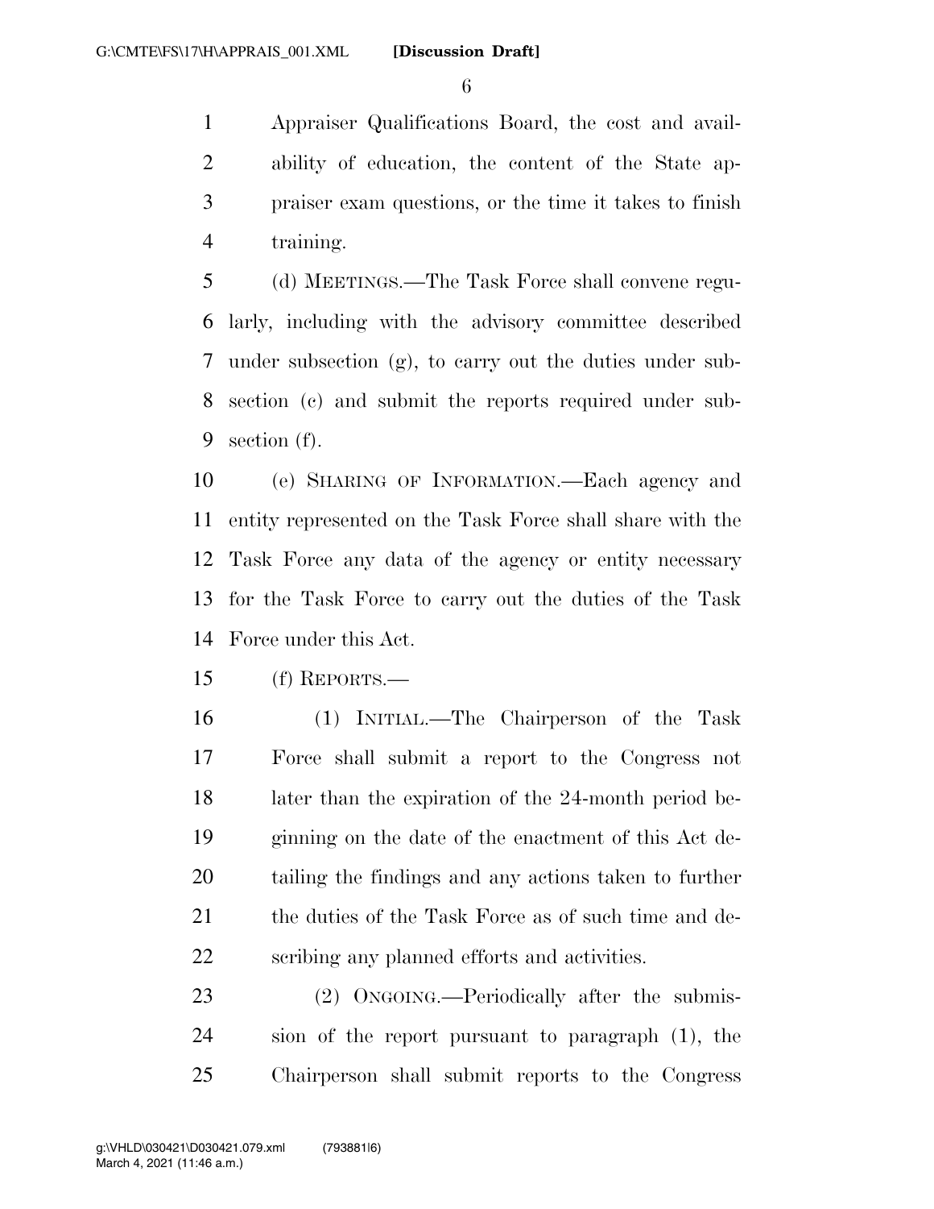Appraiser Qualifications Board, the cost and availability of education, the content of the State appraiser exam questions, or the time it takes to finish training.

(d) MEETINGS.—The Task Force shall convene regularly, including with the advisory committee described under subsection (g), to carry out the duties under subsection (c) and submit the reports required under subsection (f).

(e) SHARING OF INFORMATION.—Each agency and entity represented on the Task Force shall share with the Task Force any data of the agency or entity necessary for the Task Force to carry out the duties of the Task Force under this Act.

(f) REPORTS.—

(1) INITIAL.—The Chairperson of the Task Force shall submit a report to the Congress not later than the expiration of the 24-month period beginning on the date of the enactment of this Act detailing the findings and any actions taken to further the duties of the Task Force as of such time and describing any planned efforts and activities.

(2) ONGOING.—Periodically after the submission of the report pursuant to paragraph (1), the Chairperson shall submit reports to the Congress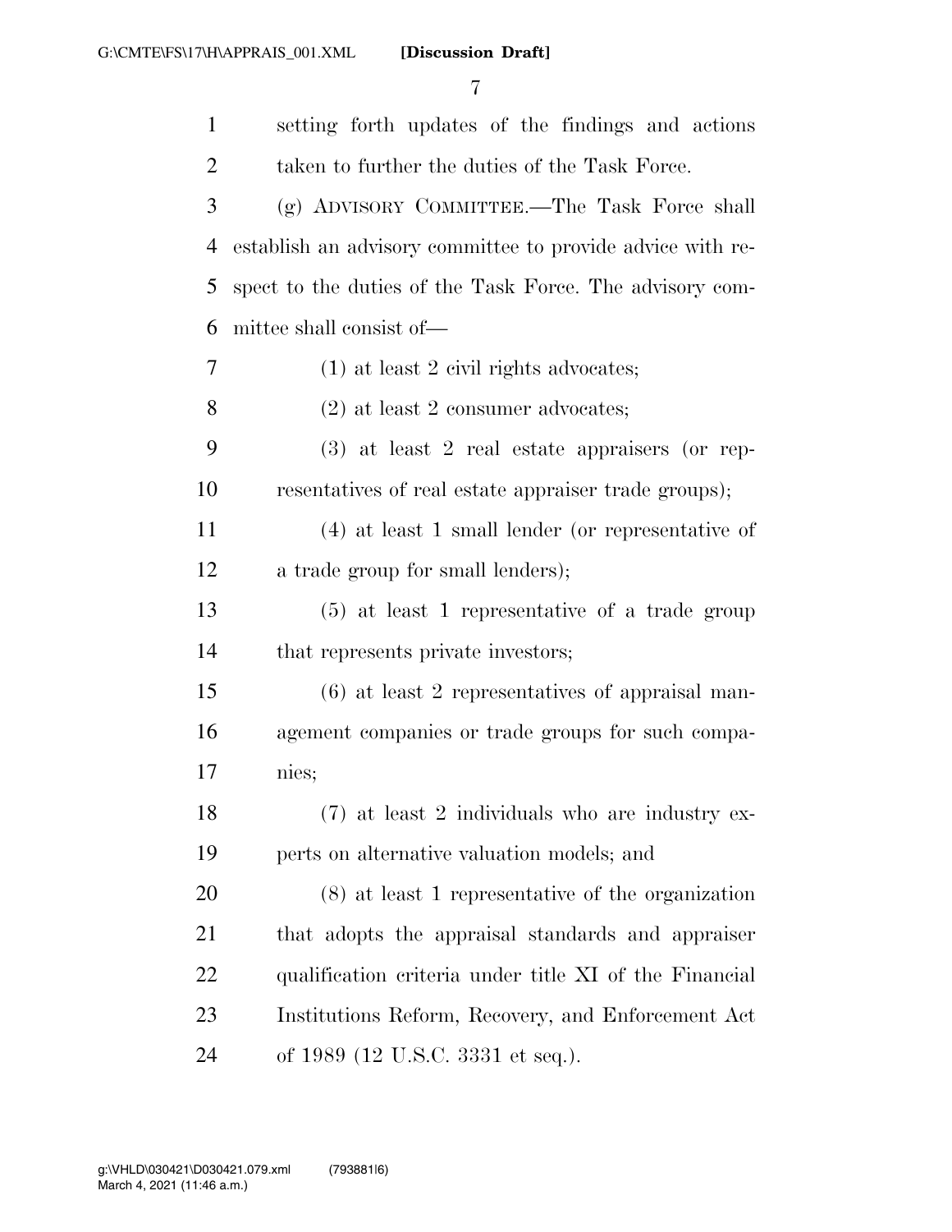setting forth updates of the findings and actions taken to further the duties of the Task Force.

(g) ADVISORY COMMITTEE.—The Task Force shall establish an advisory committee to provide advice with respect to the duties of the Task Force. The advisory committee shall consist of—

(1) at least 2 civil rights advocates;

(2) at least 2 consumer advocates;

(3) at least 2 real estate appraisers (or representatives of real estate appraiser trade groups);

(4) at least 1 small lender (or representative of a trade group for small lenders);

(5) at least 1 representative of a trade group that represents private investors;

(6) at least 2 representatives of appraisal management companies or trade groups for such companies;

(7) at least 2 individuals who are industry experts on alternative valuation models; and

(8) at least 1 representative of the organization that adopts the appraisal standards and appraiser qualification criteria under title XI of the Financial Institutions Reform, Recovery, and Enforcement Act of 1989 (12 U.S.C. 3331 et seq.).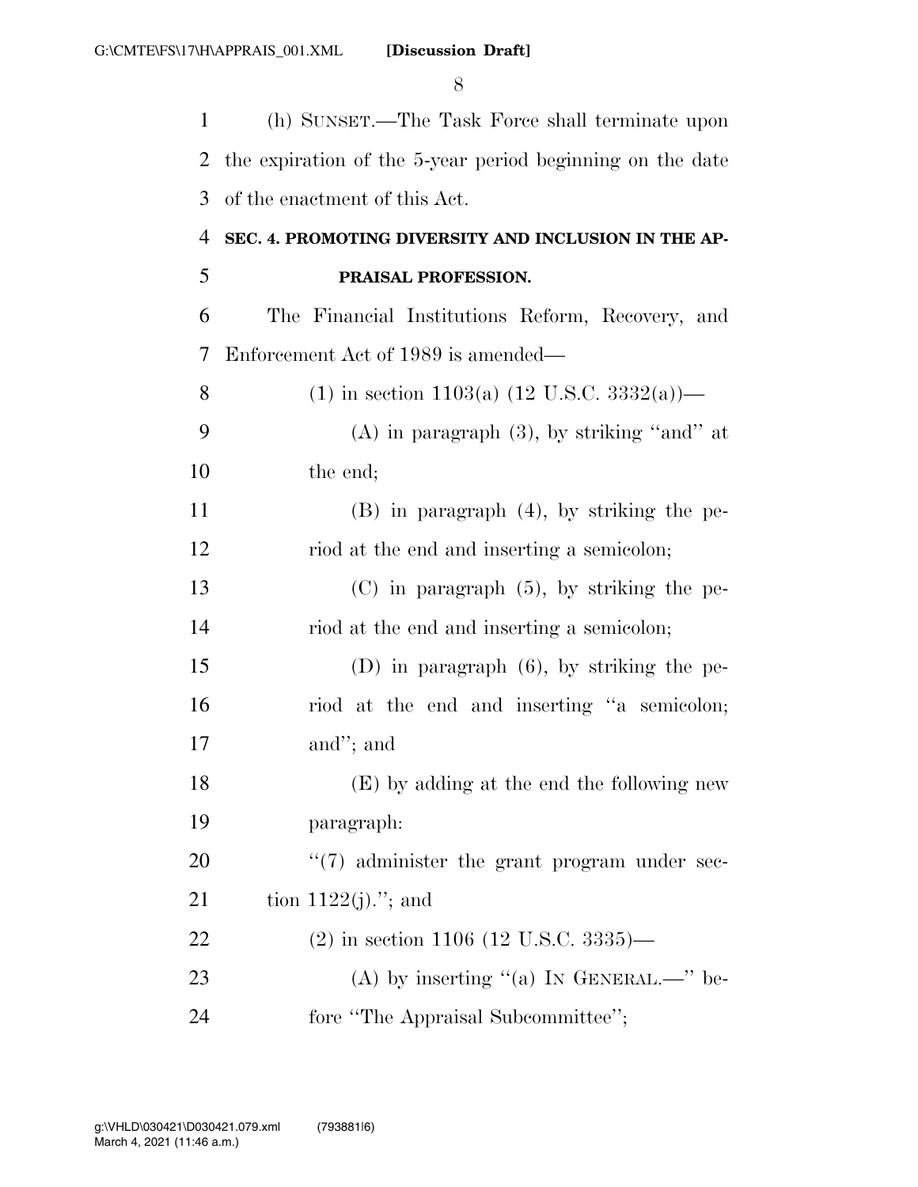(h) SUNSET.—The Task Force shall terminate upon the expiration of the 5-year period beginning on the date of the enactment of this Act.

**SEC. 4. PROMOTING DIVERSITY AND INCLUSION IN THE APPRAISAL PROFESSION.**

The Financial Institutions Reform, Recovery, and Enforcement Act of 1989 is amended—

(1) in section 1103(a) (12 U.S.C. 3332(a))—

(A) in paragraph (3), by striking "and" at the end;

(B) in paragraph (4), by striking the period at the end and inserting a semicolon;

(C) in paragraph (5), by striking the period at the end and inserting a semicolon;

(D) in paragraph (6), by striking the period at the end and inserting "a semicolon; and"; and

(E) by adding at the end the following new paragraph:

"(7) administer the grant program under section 1122(j)."; and

(2) in section 1106 (12 U.S.C. 3335)—

(A) by inserting "(a) IN GENERAL.—" before "The Appraisal Subcommittee";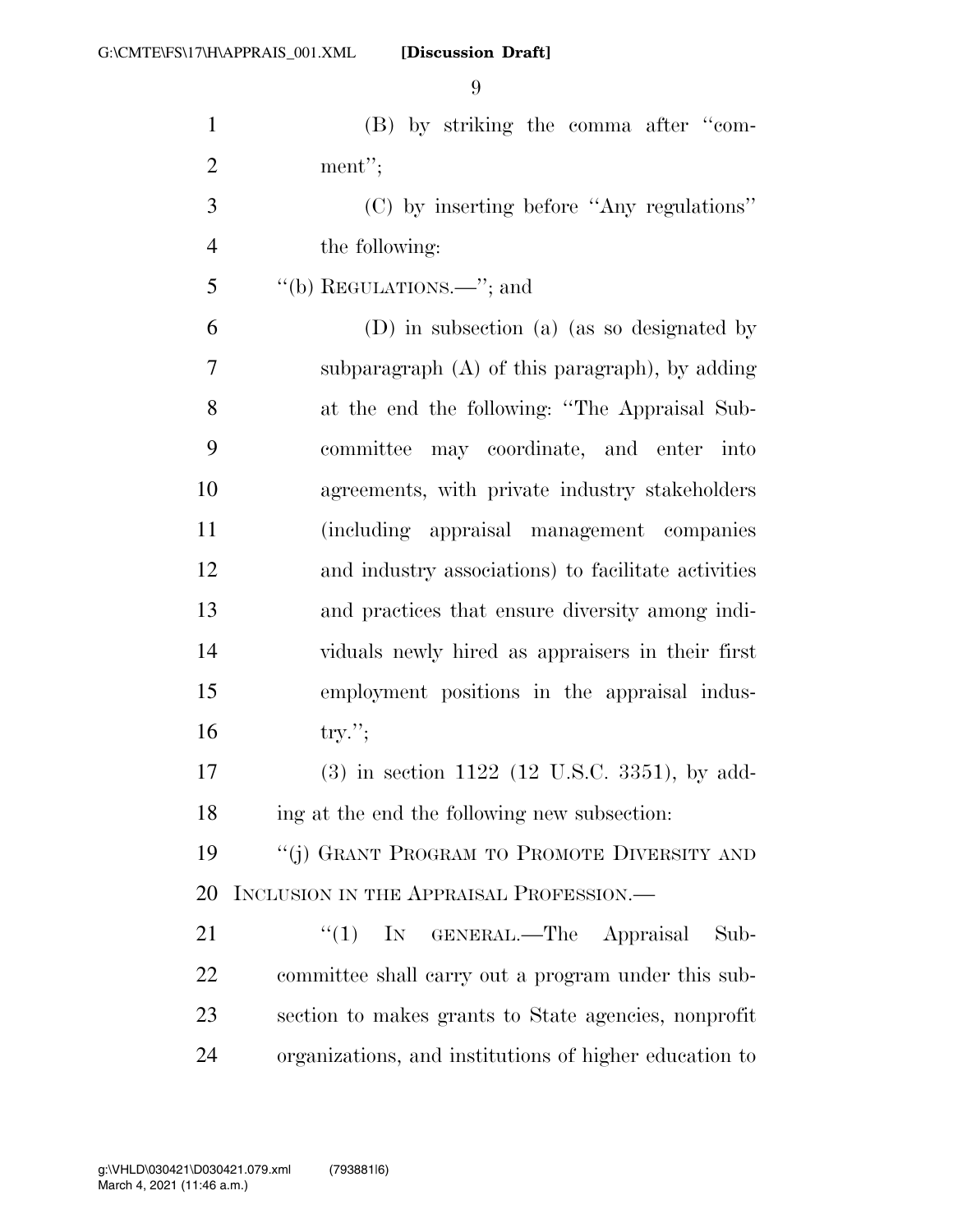(B) by striking the comma after "comment";

(C) by inserting before "Any regulations" the following:

"(b) REGULATIONS.—"; and

(D) in subsection (a) (as so designated by subparagraph (A) of this paragraph), by adding at the end the following: "The Appraisal Subcommittee may coordinate, and enter into agreements, with private industry stakeholders (including appraisal management companies and industry associations) to facilitate activities and practices that ensure diversity among individuals newly hired as appraisers in their first employment positions in the appraisal industry.";

(3) in section 1122 (12 U.S.C. 3351), by adding at the end the following new subsection:

"(j) GRANT PROGRAM TO PROMOTE DIVERSITY AND INCLUSION IN THE APPRAISAL PROFESSION.—

"(1) IN GENERAL.—The Appraisal Subcommittee shall carry out a program under this subsection to makes grants to State agencies, nonprofit organizations, and institutions of higher education to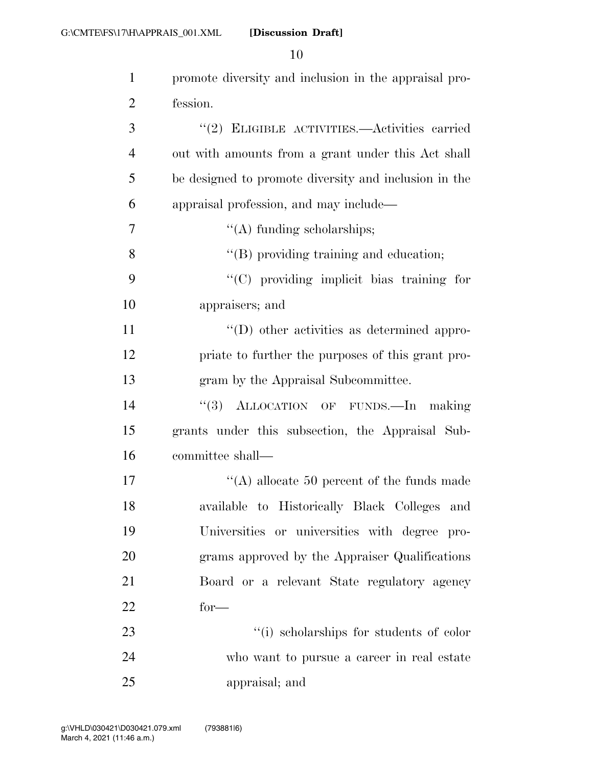promote diversity and inclusion in the appraisal profession.

"(2) ELIGIBLE ACTIVITIES.—Activities carried out with amounts from a grant under this Act shall be designed to promote diversity and inclusion in the appraisal profession, and may include—

"(A) funding scholarships;

"(B) providing training and education;

"(C) providing implicit bias training for appraisers; and

"(D) other activities as determined appropriate to further the purposes of this grant program by the Appraisal Subcommittee.

"(3) ALLOCATION OF FUNDS.—In making grants under this subsection, the Appraisal Subcommittee shall—

"(A) allocate 50 percent of the funds made available to Historically Black Colleges and Universities or universities with degree programs approved by the Appraiser Qualifications Board or a relevant State regulatory agency for—

"(i) scholarships for students of color who want to pursue a career in real estate appraisal; and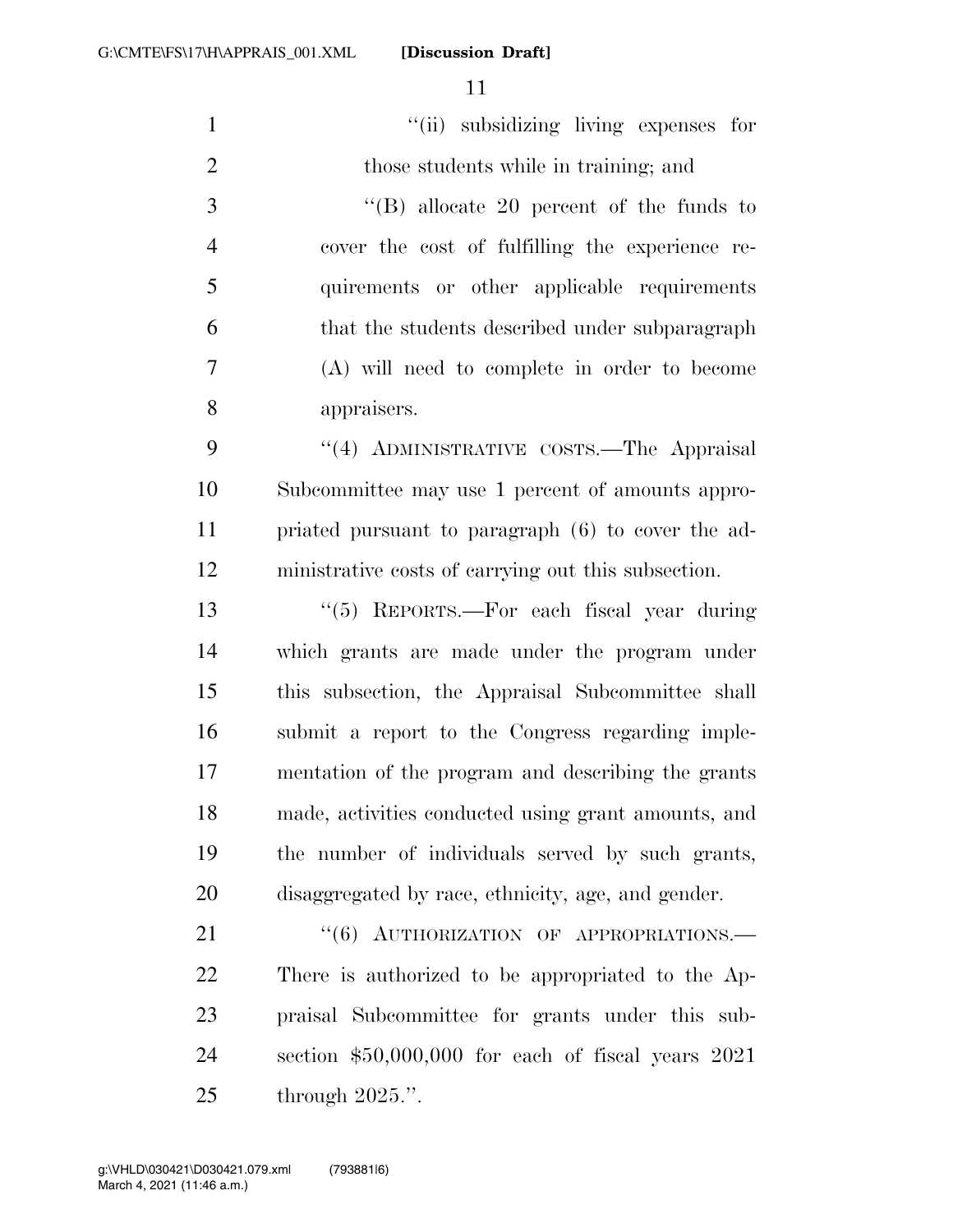''(ii) subsidizing living expenses for those students while in training; and

''(B) allocate 20 percent of the funds to cover the cost of fulfilling the experience requirements or other applicable requirements that the students described under subparagraph (A) will need to complete in order to become appraisers.

''(4) ADMINISTRATIVE COSTS.—The Appraisal Subcommittee may use 1 percent of amounts appropriated pursuant to paragraph (6) to cover the administrative costs of carrying out this subsection.

''(5) REPORTS.—For each fiscal year during which grants are made under the program under this subsection, the Appraisal Subcommittee shall submit a report to the Congress regarding implementation of the program and describing the grants made, activities conducted using grant amounts, and the number of individuals served by such grants, disaggregated by race, ethnicity, age, and gender.

''(6) AUTHORIZATION OF APPROPRIATIONS.—There is authorized to be appropriated to the Appraisal Subcommittee for grants under this subsection $50,000,000 for each of fiscal years 2021 through 2025.''.